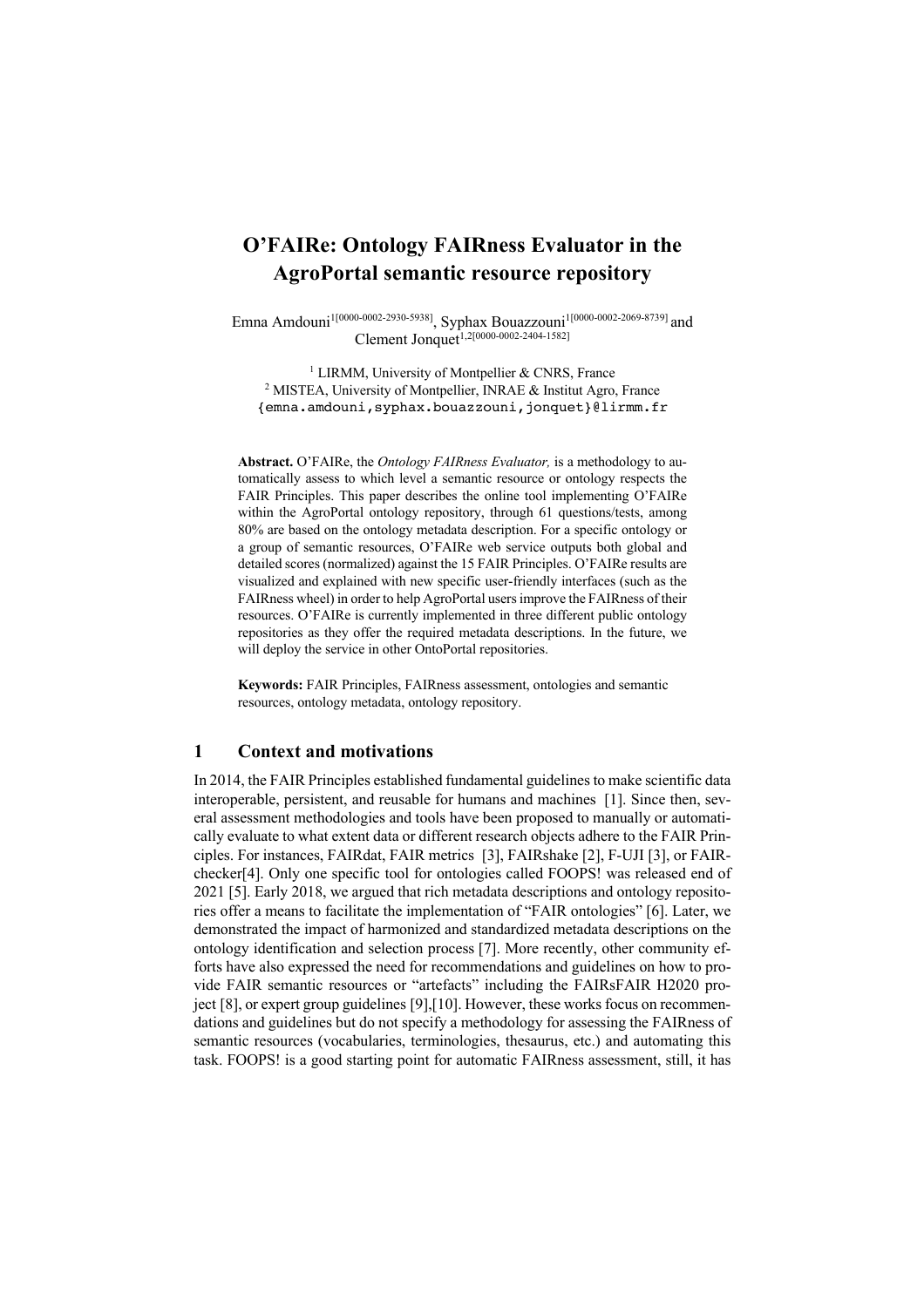# O'FAIRe: Ontology FAIRness Evaluator in the AgroPortal semantic resource repository

Emna Amdouni[1[0000-0002-2930-5938]], Syphax Bouazzouni[1[0000-0002-2069-8739]] and Clement Jonquet[1,2[0000-0002-2404-1582]]

[1] LIRMM, University of Montpellier & CNRS, France
[2] MISTEA, University of Montpellier, INRAE & Institut Agro, France
{emna.amdouni,syphax.bouazzouni,jonquet}@lirmm.fr

**Abstract.** O'FAIRe, the *Ontology FAIRness Evaluator,* is a methodology to automatically assess to which level a semantic resource or ontology respects the FAIR Principles. This paper describes the online tool implementing O'FAIRe within the AgroPortal ontology repository, through 61 questions/tests, among 80% are based on the ontology metadata description. For a specific ontology or a group of semantic resources, O'FAIRe web service outputs both global and detailed scores (normalized) against the 15 FAIR Principles. O'FAIRe results are visualized and explained with new specific user-friendly interfaces (such as the FAIRness wheel) in order to help AgroPortal users improve the FAIRness of their resources. O'FAIRe is currently implemented in three different public ontology repositories as they offer the required metadata descriptions. In the future, we will deploy the service in other OntoPortal repositories.

**Keywords:** FAIR Principles, FAIRness assessment, ontologies and semantic resources, ontology metadata, ontology repository.

## 1 Context and motivations

In 2014, the FAIR Principles established fundamental guidelines to make scientific data interoperable, persistent, and reusable for humans and machines [1]. Since then, several assessment methodologies and tools have been proposed to manually or automatically evaluate to what extent data or different research objects adhere to the FAIR Principles. For instances, FAIRdat, FAIR metrics [3], FAIRshake [2], F-UJI [3], or FAIR-checker[4]. Only one specific tool for ontologies called FOOPS! was released end of 2021 [5]. Early 2018, we argued that rich metadata descriptions and ontology repositories offer a means to facilitate the implementation of "FAIR ontologies" [6]. Later, we demonstrated the impact of harmonized and standardized metadata descriptions on the ontology identification and selection process [7]. More recently, other community efforts have also expressed the need for recommendations and guidelines on how to provide FAIR semantic resources or "artefacts" including the FAIRsFAIR H2020 project [8], or expert group guidelines [9],[10]. However, these works focus on recommendations and guidelines but do not specify a methodology for assessing the FAIRness of semantic resources (vocabularies, terminologies, thesaurus, etc.) and automating this task. FOOPS! is a good starting point for automatic FAIRness assessment, still, it has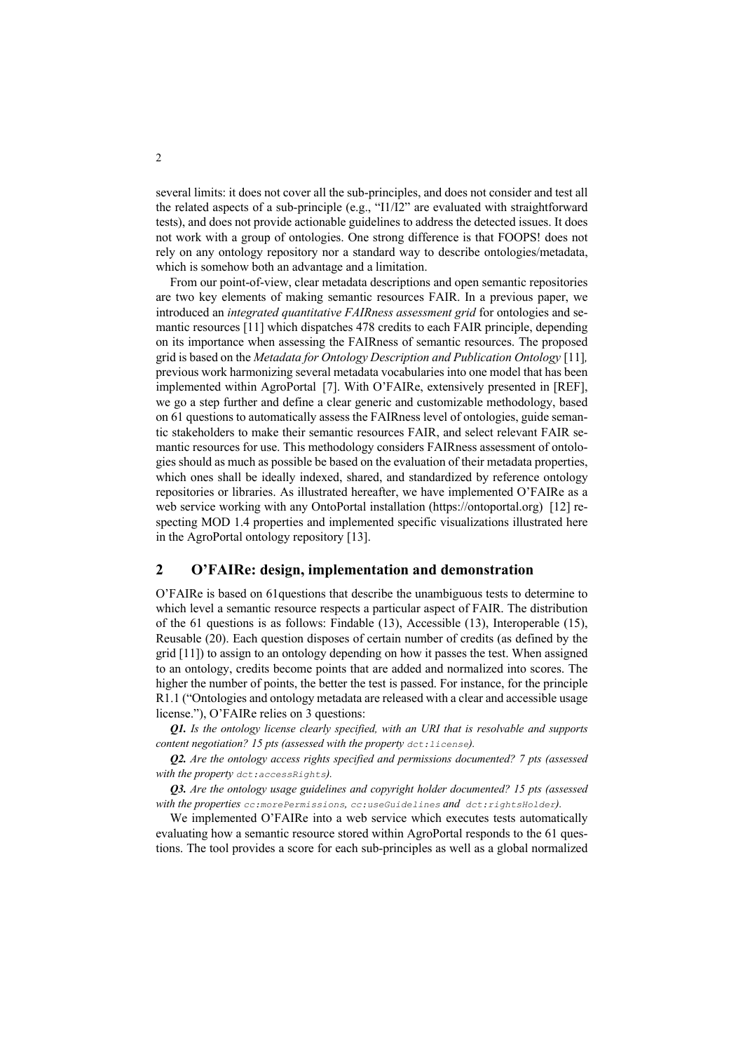several limits: it does not cover all the sub-principles, and does not consider and test all the related aspects of a sub-principle (e.g., "I1/I2" are evaluated with straightforward tests), and does not provide actionable guidelines to address the detected issues. It does not work with a group of ontologies. One strong difference is that FOOPS! does not rely on any ontology repository nor a standard way to describe ontologies/metadata, which is somehow both an advantage and a limitation.

From our point-of-view, clear metadata descriptions and open semantic repositories are two key elements of making semantic resources FAIR. In a previous paper, we introduced an *integrated quantitative FAIRness assessment grid* for ontologies and semantic resources [11] which dispatches 478 credits to each FAIR principle, depending on its importance when assessing the FAIRness of semantic resources. The proposed grid is based on the *Metadata for Ontology Description and Publication Ontology* [11], previous work harmonizing several metadata vocabularies into one model that has been implemented within AgroPortal [7]. With O'FAIRe, extensively presented in [REF], we go a step further and define a clear generic and customizable methodology, based on 61 questions to automatically assess the FAIRness level of ontologies, guide semantic stakeholders to make their semantic resources FAIR, and select relevant FAIR semantic resources for use. This methodology considers FAIRness assessment of ontologies should as much as possible be based on the evaluation of their metadata properties, which ones shall be ideally indexed, shared, and standardized by reference ontology repositories or libraries. As illustrated hereafter, we have implemented O'FAIRe as a web service working with any OntoPortal installation (https://ontoportal.org) [12] respecting MOD 1.4 properties and implemented specific visualizations illustrated here in the AgroPortal ontology repository [13].

## 2 O'FAIRe: design, implementation and demonstration

O'FAIRe is based on 61questions that describe the unambiguous tests to determine to which level a semantic resource respects a particular aspect of FAIR. The distribution of the 61 questions is as follows: Findable (13), Accessible (13), Interoperable (15), Reusable (20). Each question disposes of certain number of credits (as defined by the grid [11]) to assign to an ontology depending on how it passes the test. When assigned to an ontology, credits become points that are added and normalized into scores. The higher the number of points, the better the test is passed. For instance, for the principle R1.1 ("Ontologies and ontology metadata are released with a clear and accessible usage license."), O'FAIRe relies on 3 questions:

***Q1.*** *Is the ontology license clearly specified, with an URI that is resolvable and supports content negotiation? 15 pts (assessed with the property* `dct:license`*).*

***Q2.*** *Are the ontology access rights specified and permissions documented? 7 pts (assessed with the property* `dct:accessRights`*).*

***Q3.*** *Are the ontology usage guidelines and copyright holder documented? 15 pts (assessed with the properties* `cc:morePermissions`*,* `cc:useGuidelines` *and* `dct:rightsHolder`*).*

We implemented O'FAIRe into a web service which executes tests automatically evaluating how a semantic resource stored within AgroPortal responds to the 61 questions. The tool provides a score for each sub-principles as well as a global normalized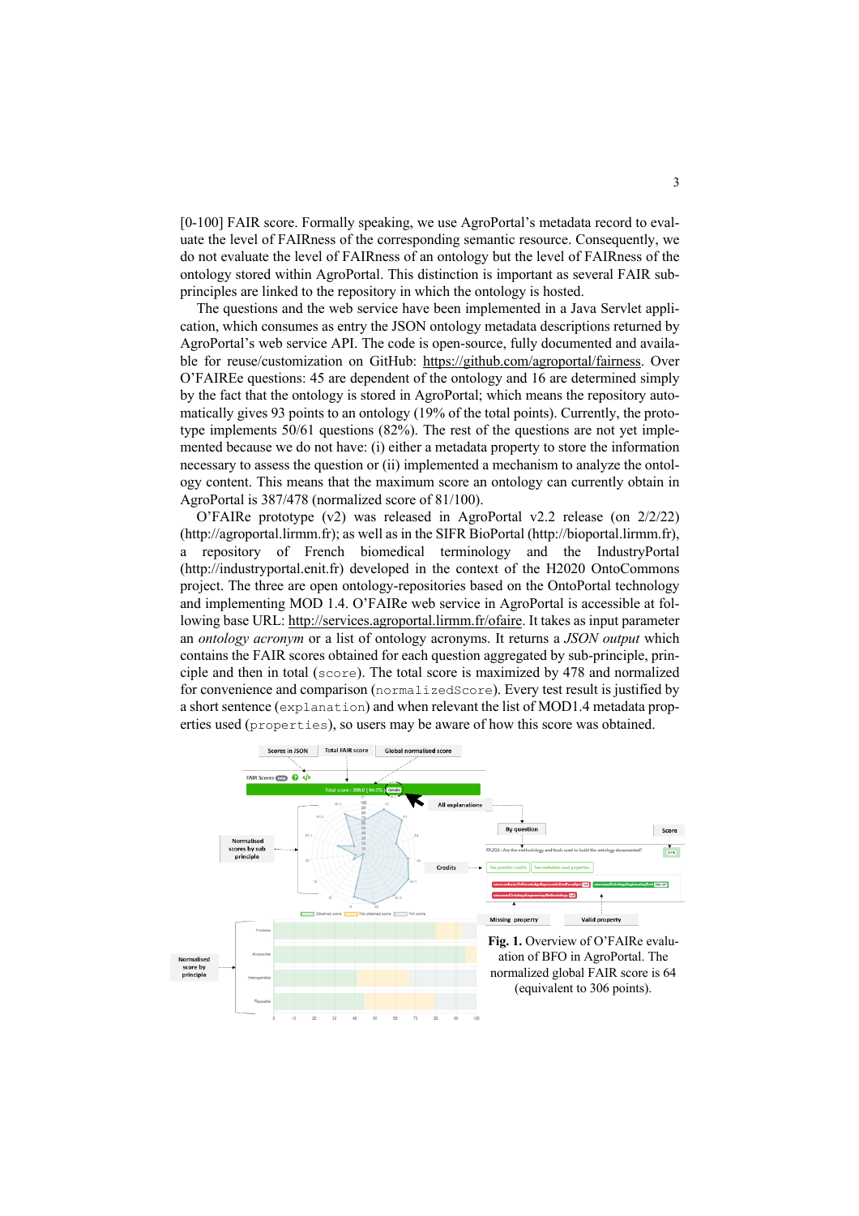[0-100] FAIR score. Formally speaking, we use AgroPortal's metadata record to evaluate the level of FAIRness of the corresponding semantic resource. Consequently, we do not evaluate the level of FAIRness of an ontology but the level of FAIRness of the ontology stored within AgroPortal. This distinction is important as several FAIR sub-principles are linked to the repository in which the ontology is hosted.

The questions and the web service have been implemented in a Java Servlet application, which consumes as entry the JSON ontology metadata descriptions returned by AgroPortal's web service API. The code is open-source, fully documented and available for reuse/customization on GitHub: https://github.com/agroportal/fairness. Over O'FAIREe questions: 45 are dependent of the ontology and 16 are determined simply by the fact that the ontology is stored in AgroPortal; which means the repository automatically gives 93 points to an ontology (19% of the total points). Currently, the prototype implements 50/61 questions (82%). The rest of the questions are not yet implemented because we do not have: (i) either a metadata property to store the information necessary to assess the question or (ii) implemented a mechanism to analyze the ontology content. This means that the maximum score an ontology can currently obtain in AgroPortal is 387/478 (normalized score of 81/100).

O'FAIRe prototype (v2) was released in AgroPortal v2.2 release (on 2/2/22) (http://agroportal.lirmm.fr); as well as in the SIFR BioPortal (http://bioportal.lirmm.fr), a repository of French biomedical terminology and the IndustryPortal (http://industryportal.enit.fr) developed in the context of the H2020 OntoCommons project. The three are open ontology-repositories based on the OntoPortal technology and implementing MOD 1.4. O'FAIRe web service in AgroPortal is accessible at following base URL: http://services.agroportal.lirmm.fr/ofaire. It takes as input parameter an *ontology acronym* or a list of ontology acronyms. It returns a *JSON output* which contains the FAIR scores obtained for each question aggregated by sub-principle, principle and then in total (`score`). The total score is maximized by 478 and normalized for convenience and comparison (`normalizedScore`). Every test result is justified by a short sentence (`explanation`) and when relevant the list of MOD1.4 metadata properties used (`properties`), so users may be aware of how this score was obtained.

**Fig. 1.** Overview of O'FAIRe evaluation of BFO in AgroPortal. The normalized global FAIR score is 64 (equivalent to 306 points).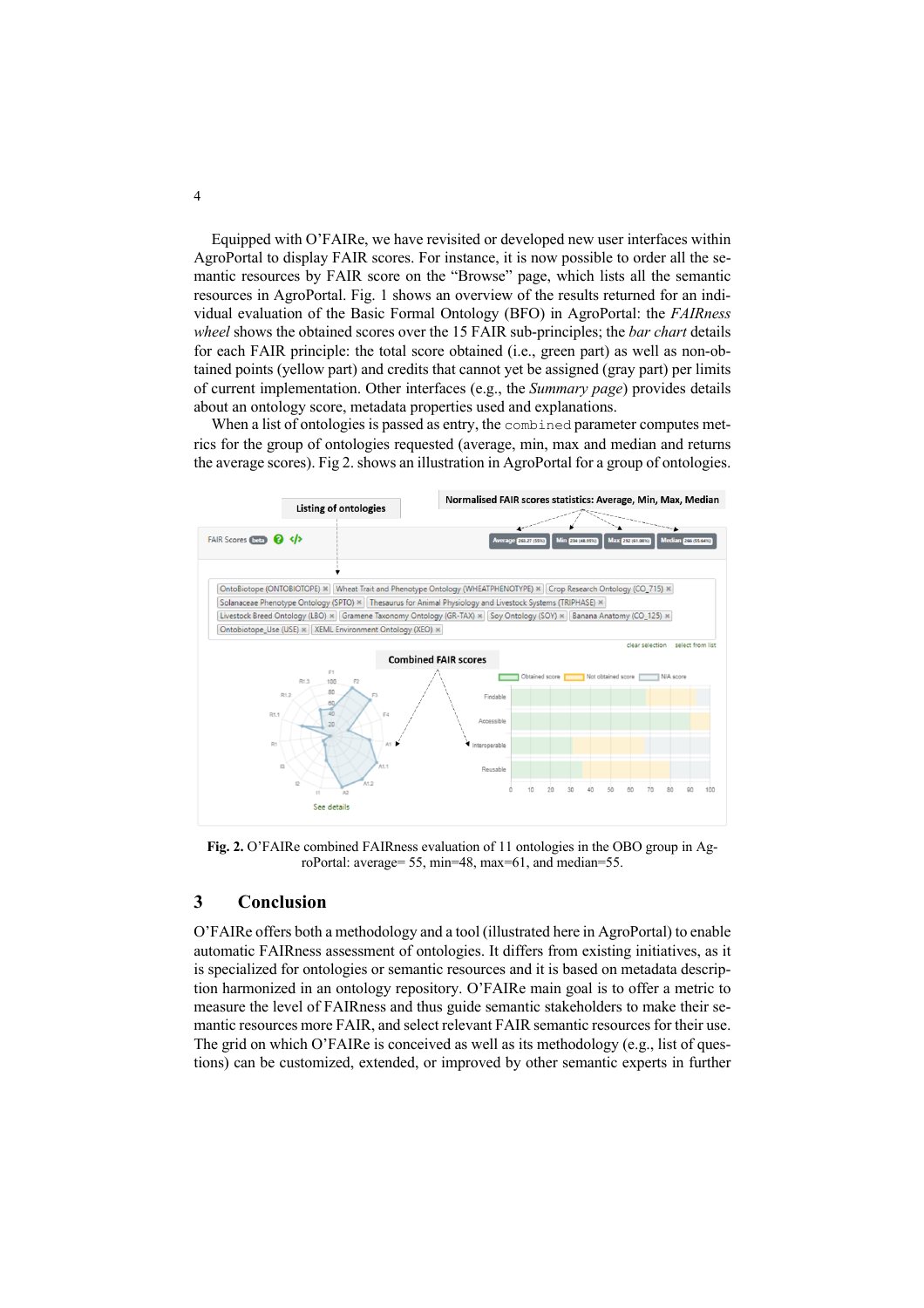Equipped with O'FAIRe, we have revisited or developed new user interfaces within AgroPortal to display FAIR scores. For instance, it is now possible to order all the semantic resources by FAIR score on the "Browse" page, which lists all the semantic resources in AgroPortal. Fig. 1 shows an overview of the results returned for an individual evaluation of the Basic Formal Ontology (BFO) in AgroPortal: the *FAIRness wheel* shows the obtained scores over the 15 FAIR sub-principles; the *bar chart* details for each FAIR principle: the total score obtained (i.e., green part) as well as non-obtained points (yellow part) and credits that cannot yet be assigned (gray part) per limits of current implementation. Other interfaces (e.g., the *Summary page*) provides details about an ontology score, metadata properties used and explanations.

When a list of ontologies is passed as entry, the `combined` parameter computes metrics for the group of ontologies requested (average, min, max and median and returns the average scores). Fig 2. shows an illustration in AgroPortal for a group of ontologies.

**Fig. 2.** O'FAIRe combined FAIRness evaluation of 11 ontologies in the OBO group in AgroPortal: average= 55, min=48, max=61, and median=55.

## 3 Conclusion

O'FAIRe offers both a methodology and a tool (illustrated here in AgroPortal) to enable automatic FAIRness assessment of ontologies. It differs from existing initiatives, as it is specialized for ontologies or semantic resources and it is based on metadata description harmonized in an ontology repository. O'FAIRe main goal is to offer a metric to measure the level of FAIRness and thus guide semantic stakeholders to make their semantic resources more FAIR, and select relevant FAIR semantic resources for their use. The grid on which O'FAIRe is conceived as well as its methodology (e.g., list of questions) can be customized, extended, or improved by other semantic experts in further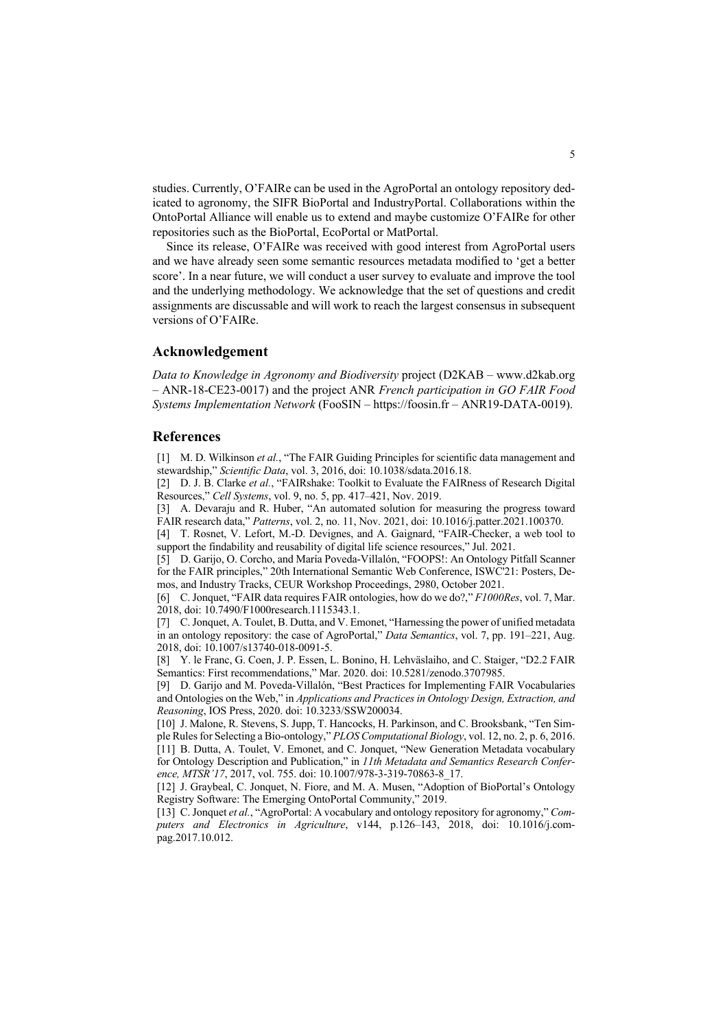studies. Currently, O'FAIRe can be used in the AgroPortal an ontology repository dedicated to agronomy, the SIFR BioPortal and IndustryPortal. Collaborations within the OntoPortal Alliance will enable us to extend and maybe customize O'FAIRe for other repositories such as the BioPortal, EcoPortal or MatPortal.

Since its release, O'FAIRe was received with good interest from AgroPortal users and we have already seen some semantic resources metadata modified to 'get a better score'. In a near future, we will conduct a user survey to evaluate and improve the tool and the underlying methodology. We acknowledge that the set of questions and credit assignments are discussable and will work to reach the largest consensus in subsequent versions of O'FAIRe.

## Acknowledgement

*Data to Knowledge in Agronomy and Biodiversity* project (D2KAB – www.d2kab.org – ANR-18-CE23-0017) and the project ANR *French participation in GO FAIR Food Systems Implementation Network* (FooSIN – https://foosin.fr – ANR19-DATA-0019).

## References

[1] M. D. Wilkinson *et al.*, "The FAIR Guiding Principles for scientific data management and stewardship," *Scientific Data*, vol. 3, 2016, doi: 10.1038/sdata.2016.18.

[2] D. J. B. Clarke *et al.*, "FAIRshake: Toolkit to Evaluate the FAIRness of Research Digital Resources," *Cell Systems*, vol. 9, no. 5, pp. 417–421, Nov. 2019.

[3] A. Devaraju and R. Huber, "An automated solution for measuring the progress toward FAIR research data," *Patterns*, vol. 2, no. 11, Nov. 2021, doi: 10.1016/j.patter.2021.100370.

[4] T. Rosnet, V. Lefort, M.-D. Devignes, and A. Gaignard, "FAIR-Checker, a web tool to support the findability and reusability of digital life science resources," Jul. 2021.

[5] D. Garijo, O. Corcho, and María Poveda-Villalón, "FOOPS!: An Ontology Pitfall Scanner for the FAIR principles," 20th International Semantic Web Conference, ISWC'21: Posters, Demos, and Industry Tracks, CEUR Workshop Proceedings, 2980, October 2021.

[6] C. Jonquet, "FAIR data requires FAIR ontologies, how do we do?," *F1000Res*, vol. 7, Mar. 2018, doi: 10.7490/F1000research.1115343.1.

[7] C. Jonquet, A. Toulet, B. Dutta, and V. Emonet, "Harnessing the power of unified metadata in an ontology repository: the case of AgroPortal," *Data Semantics*, vol. 7, pp. 191–221, Aug. 2018, doi: 10.1007/s13740-018-0091-5.

[8] Y. le Franc, G. Coen, J. P. Essen, L. Bonino, H. Lehväslaiho, and C. Staiger, "D2.2 FAIR Semantics: First recommendations," Mar. 2020. doi: 10.5281/zenodo.3707985.

[9] D. Garijo and M. Poveda-Villalón, "Best Practices for Implementing FAIR Vocabularies and Ontologies on the Web," in *Applications and Practices in Ontology Design, Extraction, and Reasoning*, IOS Press, 2020. doi: 10.3233/SSW200034.

[10] J. Malone, R. Stevens, S. Jupp, T. Hancocks, H. Parkinson, and C. Brooksbank, "Ten Simple Rules for Selecting a Bio-ontology," *PLOS Computational Biology*, vol. 12, no. 2, p. 6, 2016.

[11] B. Dutta, A. Toulet, V. Emonet, and C. Jonquet, "New Generation Metadata vocabulary for Ontology Description and Publication," in *11th Metadata and Semantics Research Conference, MTSR'17*, 2017, vol. 755. doi: 10.1007/978-3-319-70863-8_17.

[12] J. Graybeal, C. Jonquet, N. Fiore, and M. A. Musen, "Adoption of BioPortal's Ontology Registry Software: The Emerging OntoPortal Community," 2019.

[13] C. Jonquet *et al.*, "AgroPortal: A vocabulary and ontology repository for agronomy," *Computers and Electronics in Agriculture*, v144, p.126–143, 2018, doi: 10.1016/j.compag.2017.10.012.